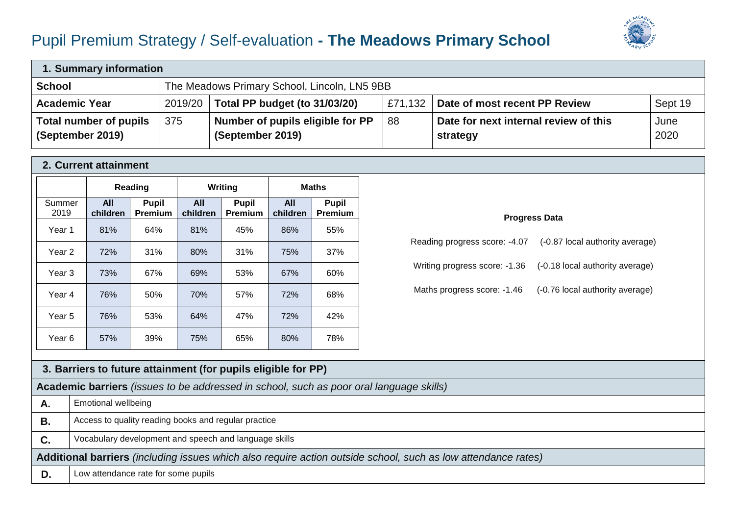# Pupil Premium Strategy / Self-evaluation - **The Meadows Primary School**

| **1. Summary information** | | | | | |
|---|---|---|---|---|---|
| **School** | The Meadows Primary School, Lincoln, LN5 9BB | | | | |
| **Academic Year** | 2019/20 | **Total PP budget (to 31/03/20)** | £71,132 | **Date of most recent PP Review** | Sept 19 |
| **Total number of pupils (September 2019)** | 375 | **Number of pupils eligible for PP (September 2019)** | 88 | **Date for next internal review of this strategy** | June 2020 |

## 2. Current attainment

| | **Reading** | | **Writing** | | **Maths** | |
|---|---|---|---|---|---|---|
| Summer 2019 | **All children** | **Pupil Premium** | **All children** | **Pupil Premium** | **All children** | **Pupil Premium** |
| Year 1 | 81% | 64% | 81% | 45% | 86% | 55% |
| Year 2 | 72% | 31% | 80% | 31% | 75% | 37% |
| Year 3 | 73% | 67% | 69% | 53% | 67% | 60% |
| Year 4 | 76% | 50% | 70% | 57% | 72% | 68% |
| Year 5 | 76% | 53% | 64% | 47% | 72% | 42% |
| Year 6 | 57% | 39% | 75% | 65% | 80% | 78% |

**Progress Data**

Reading progress score: -4.07 (-0.87 local authority average)

Writing progress score: -1.36 (-0.18 local authority average)

Maths progress score: -1.46 (-0.76 local authority average)

## 3. Barriers to future attainment (for pupils eligible for PP)

| **Academic barriers** *(issues to be addressed in school, such as poor oral language skills)* | |
|---|---|
| **A.** | Emotional wellbeing |
| **B.** | Access to quality reading books and regular practice |
| **C.** | Vocabulary development and speech and language skills |
| **Additional barriers** *(including issues which also require action outside school, such as low attendance rates)* | |
| **D.** | Low attendance rate for some pupils |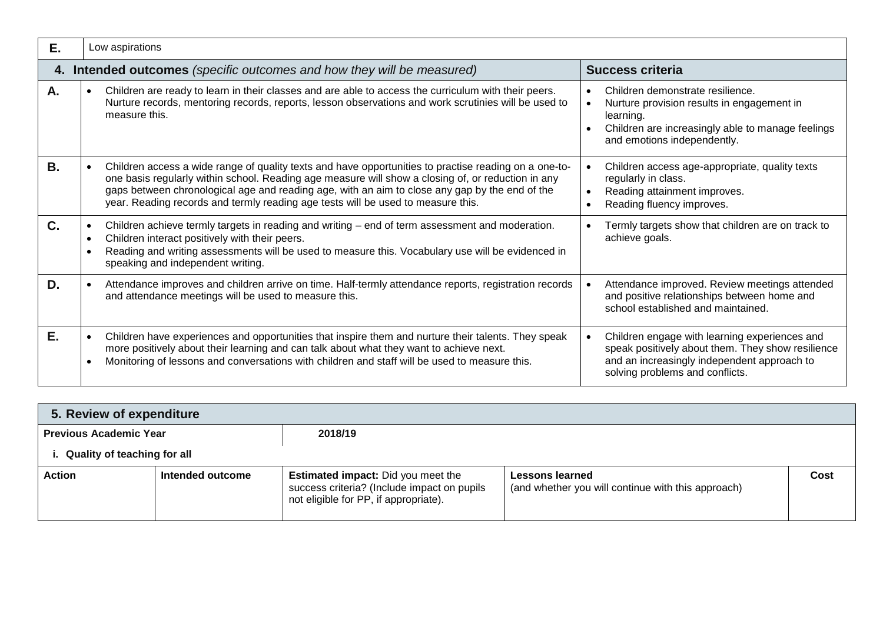| E. | Low aspirations | |
|---|---|---|
| **4. Intended outcomes** *(specific outcomes and how they will be measured)* | | **Success criteria** |
| **A.** | • Children are ready to learn in their classes and are able to access the curriculum with their peers. Nurture records, mentoring records, reports, lesson observations and work scrutinies will be used to measure this. | • Children demonstrate resilience.<br>• Nurture provision results in engagement in learning.<br>• Children are increasingly able to manage feelings and emotions independently. |
| **B.** | • Children access a wide range of quality texts and have opportunities to practise reading on a one-to-one basis regularly within school. Reading age measure will show a closing of, or reduction in any gaps between chronological age and reading age, with an aim to close any gap by the end of the year. Reading records and termly reading age tests will be used to measure this. | • Children access age-appropriate, quality texts regularly in class.<br>• Reading attainment improves.<br>• Reading fluency improves. |
| **C.** | • Children achieve termly targets in reading and writing – end of term assessment and moderation.<br>• Children interact positively with their peers.<br>• Reading and writing assessments will be used to measure this. Vocabulary use will be evidenced in speaking and independent writing. | • Termly targets show that children are on track to achieve goals. |
| **D.** | • Attendance improves and children arrive on time. Half-termly attendance reports, registration records and attendance meetings will be used to measure this. | • Attendance improved. Review meetings attended and positive relationships between home and school established and maintained. |
| **E.** | • Children have experiences and opportunities that inspire them and nurture their talents. They speak more positively about their learning and can talk about what they want to achieve next.<br>• Monitoring of lessons and conversations with children and staff will be used to measure this. | • Children engage with learning experiences and speak positively about them. They show resilience and an increasingly independent approach to solving problems and conflicts. |

| **5. Review of expenditure** | | | | |
|---|---|---|---|---|
| **Previous Academic Year** | | **2018/19** | | |
| **i. Quality of teaching for all** | | | | |
| **Action** | **Intended outcome** | **Estimated impact:** Did you meet the success criteria? (Include impact on pupils not eligible for PP, if appropriate). | **Lessons learned** (and whether you will continue with this approach) | **Cost** |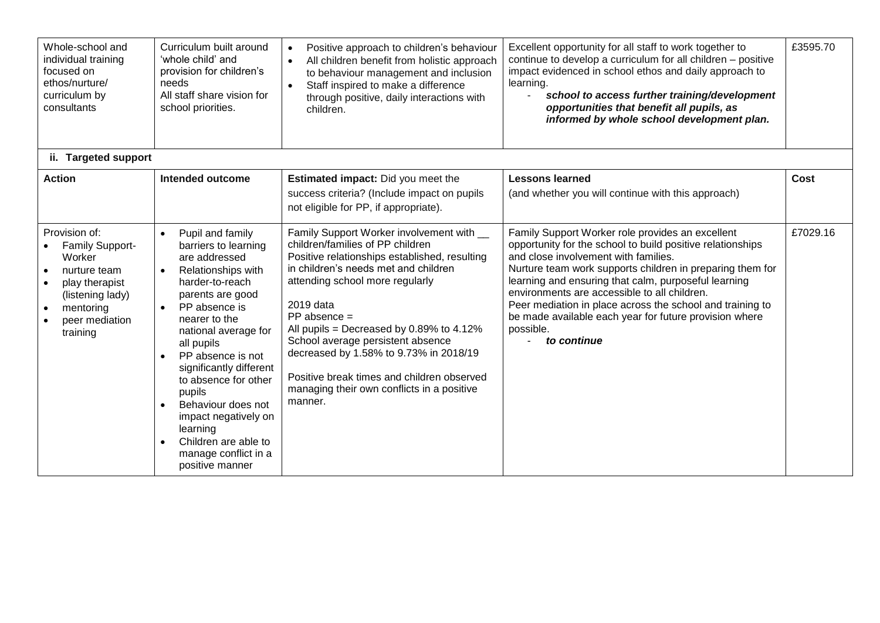| Whole-school and individual training focused on ethos/nurture/ curriculum by consultants | Curriculum built around 'whole child' and provision for children's needs<br>All staff share vision for school priorities. | • Positive approach to children's behaviour<br>• All children benefit from holistic approach to behaviour management and inclusion<br>• Staff inspired to make a difference through positive, daily interactions with children. | Excellent opportunity for all staff to work together to continue to develop a curriculum for all children – positive impact evidenced in school ethos and daily approach to learning.<br>- ***school to access further training/development opportunities that benefit all pupils, as informed by whole school development plan.*** | £3595.70 |
|---|---|---|---|---|

**ii. Targeted support**

| Action | Intended outcome | Estimated impact: Did you meet the success criteria? (Include impact on pupils not eligible for PP, if appropriate). | Lessons learned (and whether you will continue with this approach) | Cost |
|---|---|---|---|---|
| Provision of:<br>• Family Support-Worker<br>• nurture team<br>• play therapist (listening lady)<br>• mentoring<br>• peer mediation training | • Pupil and family barriers to learning are addressed<br>• Relationships with harder-to-reach parents are good<br>• PP absence is nearer to the national average for all pupils<br>• PP absence is not significantly different to absence for other pupils<br>• Behaviour does not impact negatively on learning<br>• Children are able to manage conflict in a positive manner | Family Support Worker involvement with __ children/families of PP children<br>Positive relationships established, resulting in children's needs met and children attending school more regularly<br><br>2019 data<br>PP absence =<br>All pupils = Decreased by 0.89% to 4.12%<br>School average persistent absence decreased by 1.58% to 9.73% in 2018/19<br><br>Positive break times and children observed managing their own conflicts in a positive manner. | Family Support Worker role provides an excellent opportunity for the school to build positive relationships and close involvement with families.<br>Nurture team work supports children in preparing them for learning and ensuring that calm, purposeful learning environments are accessible to all children.<br>Peer mediation in place across the school and training to be made available each year for future provision where possible.<br>- ***to continue*** | £7029.16 |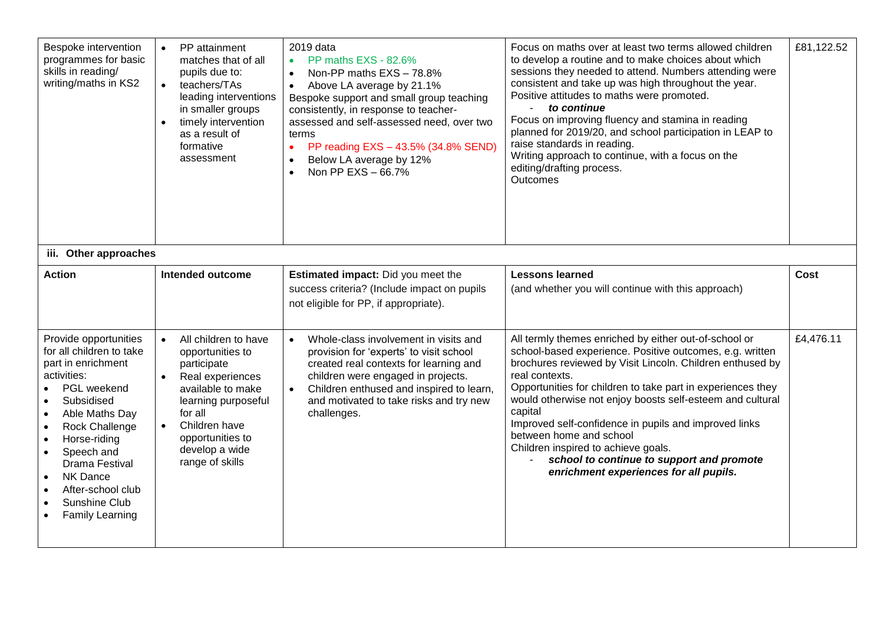| Bespoke intervention programmes for basic skills in reading/ writing/maths in KS2 | <ul><li>PP attainment matches that of all pupils due to:</li><li>teachers/TAs leading interventions in smaller groups</li><li>timely intervention as a result of formative assessment</li></ul> | 2019 data<br><ul><li>PP maths EXS - 82.6%</li><li>Non-PP maths EXS – 78.8%</li><li>Above LA average by 21.1%</li></ul>Bespoke support and small group teaching consistently, in response to teacher-assessed and self-assessed need, over two terms<br><ul><li>PP reading EXS – 43.5% (34.8% SEND)</li><li>Below LA average by 12%</li><li>Non PP EXS – 66.7%</li></ul> | Focus on maths over at least two terms allowed children to develop a routine and to make choices about which sessions they needed to attend. Numbers attending were consistent and take up was high throughout the year. Positive attitudes to maths were promoted.<br>- ***to continue***<br>Focus on improving fluency and stamina in reading planned for 2019/20, and school participation in LEAP to raise standards in reading.<br>Writing approach to continue, with a focus on the editing/drafting process.<br>Outcomes | £81,122.52 |
|---|---|---|---|---|

### iii. Other approaches

| Action | Intended outcome | **Estimated impact:** Did you meet the success criteria? (Include impact on pupils not eligible for PP, if appropriate). | **Lessons learned** (and whether you will continue with this approach) | Cost |
|---|---|---|---|---|
| Provide opportunities for all children to take part in enrichment activities:<br><ul><li>PGL weekend</li><li>Subsidised</li><li>Able Maths Day</li><li>Rock Challenge</li><li>Horse-riding</li><li>Speech and Drama Festival</li><li>NK Dance</li><li>After-school club</li><li>Sunshine Club</li><li>Family Learning</li></ul> | <ul><li>All children to have opportunities to participate</li><li>Real experiences available to make learning purposeful for all</li><li>Children have opportunities to develop a wide range of skills</li></ul> | <ul><li>Whole-class involvement in visits and provision for 'experts' to visit school created real contexts for learning and children were engaged in projects.</li><li>Children enthused and inspired to learn, and motivated to take risks and try new challenges.</li></ul> | All termly themes enriched by either out-of-school or school-based experience. Positive outcomes, e.g. written brochures reviewed by Visit Lincoln. Children enthused by real contexts.<br>Opportunities for children to take part in experiences they would otherwise not enjoy boosts self-esteem and cultural capital<br>Improved self-confidence in pupils and improved links between home and school<br>Children inspired to achieve goals.<br>- ***school to continue to support and promote enrichment experiences for all pupils.*** | £4,476.11 |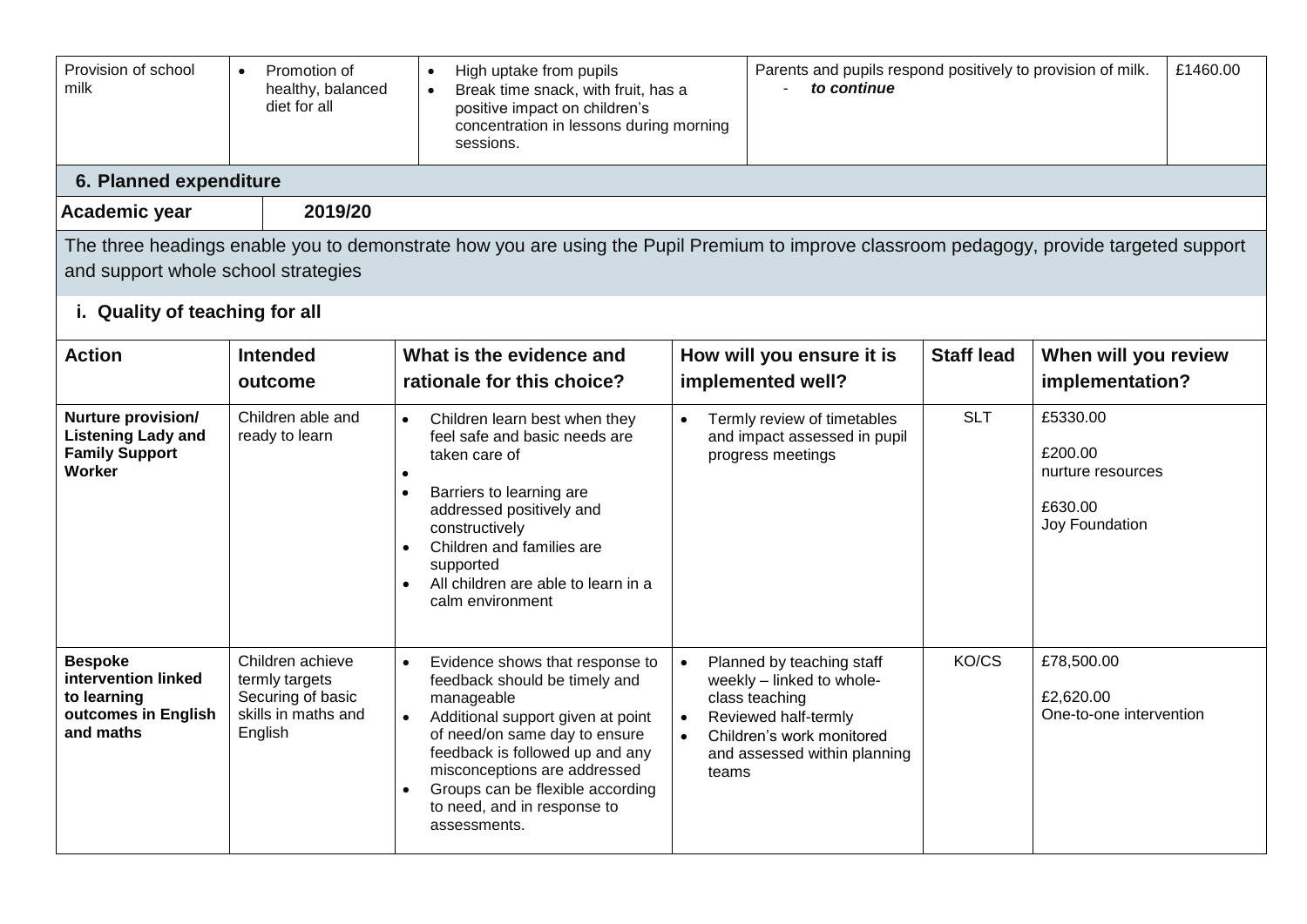| Provision of school milk | • Promotion of healthy, balanced diet for all | • High uptake from pupils<br>• Break time snack, with fruit, has a positive impact on children's concentration in lessons during morning sessions. | Parents and pupils respond positively to provision of milk.<br>- ***to continue*** | £1460.00 |
|---|---|---|---|---|

## 6. Planned expenditure

| **Academic year** | **2019/20** |
|---|---|

The three headings enable you to demonstrate how you are using the Pupil Premium to improve classroom pedagogy, provide targeted support and support whole school strategies

### i. Quality of teaching for all

| Action | Intended outcome | What is the evidence and rationale for this choice? | How will you ensure it is implemented well? | Staff lead | When will you review implementation? |
|---|---|---|---|---|---|
| **Nurture provision/ Listening Lady and Family Support Worker** | Children able and ready to learn | • Children learn best when they feel safe and basic needs are taken care of<br>•<br>• Barriers to learning are addressed positively and constructively<br>• Children and families are supported<br>• All children are able to learn in a calm environment | • Termly review of timetables and impact assessed in pupil progress meetings | SLT | £5330.00<br><br>£200.00<br>nurture resources<br><br>£630.00<br>Joy Foundation |
| **Bespoke intervention linked to learning outcomes in English and maths** | Children achieve termly targets<br>Securing of basic skills in maths and English | • Evidence shows that response to feedback should be timely and manageable<br>• Additional support given at point of need/on same day to ensure feedback is followed up and any misconceptions are addressed<br>• Groups can be flexible according to need, and in response to assessments. | • Planned by teaching staff weekly – linked to whole-class teaching<br>• Reviewed half-termly<br>• Children's work monitored and assessed within planning teams | KO/CS | £78,500.00<br><br>£2,620.00<br>One-to-one intervention |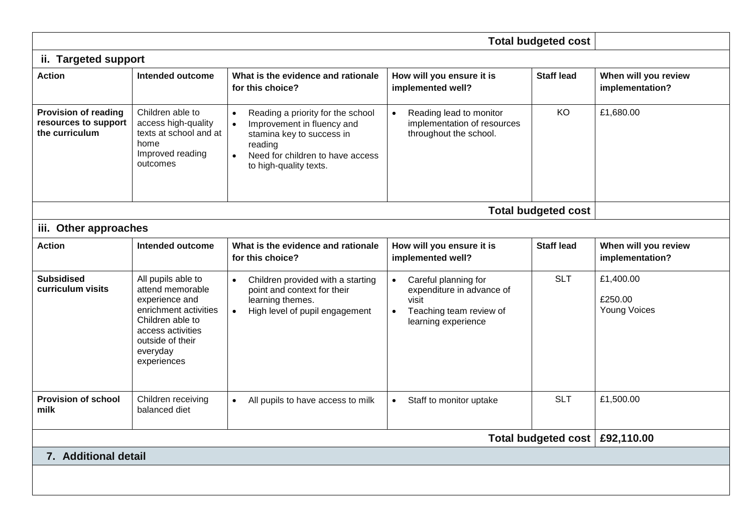| | | | | Total budgeted cost | |
|---|---|---|---|---|---|

**ii. Targeted support**

| Action | Intended outcome | What is the evidence and rationale for this choice? | How will you ensure it is implemented well? | Staff lead | When will you review implementation? |
|---|---|---|---|---|---|
| **Provision of reading resources to support the curriculum** | Children able to access high-quality texts at school and at home<br>Improved reading outcomes | • Reading a priority for the school<br>• Improvement in fluency and stamina key to success in reading<br>• Need for children to have access to high-quality texts. | • Reading lead to monitor implementation of resources throughout the school. | KO | £1,680.00 |
| | | | | **Total budgeted cost** | |

**iii. Other approaches**

| Action | Intended outcome | What is the evidence and rationale for this choice? | How will you ensure it is implemented well? | Staff lead | When will you review implementation? |
|---|---|---|---|---|---|
| **Subsidised curriculum visits** | All pupils able to attend memorable experience and enrichment activities<br>Children able to access activities outside of their everyday experiences | • Children provided with a starting point and context for their learning themes.<br>• High level of pupil engagement | • Careful planning for expenditure in advance of visit<br>• Teaching team review of learning experience | SLT | £1,400.00<br>£250.00<br>Young Voices |
| **Provision of school milk** | Children receiving balanced diet | • All pupils to have access to milk | • Staff to monitor uptake | SLT | £1,500.00 |
| | | | | **Total budgeted cost** | **£92,110.00** |

## 7. Additional detail